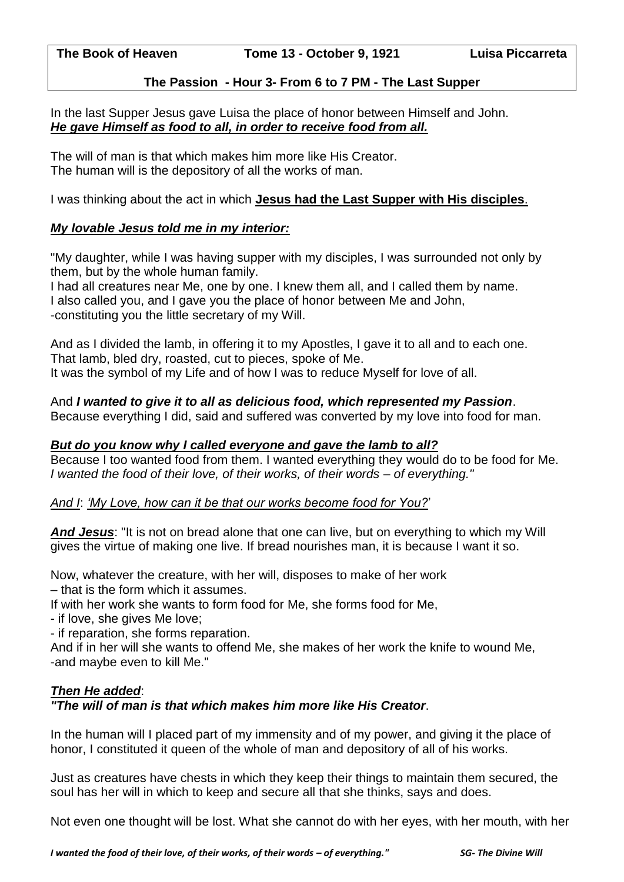**The Book of Heaven** **Tome 13 - October 9, 1921** **Luisa Piccarreta**

**The Passion - Hour 3- From 6 to 7 PM - The Last Supper**

In the last Supper Jesus gave Luisa the place of honor between Himself and John.
***He gave Himself as food to all, in order to receive food from all.***

The will of man is that which makes him more like His Creator.
The human will is the depository of all the works of man.

I was thinking about the act in which **Jesus had the Last Supper with His disciples**.

***My lovable Jesus told me in my interior:***

"My daughter, while I was having supper with my disciples, I was surrounded not only by them, but by the whole human family.
I had all creatures near Me, one by one. I knew them all, and I called them by name.
I also called you, and I gave you the place of honor between Me and John,
-constituting you the little secretary of my Will.

And as I divided the lamb, in offering it to my Apostles, I gave it to all and to each one.
That lamb, bled dry, roasted, cut to pieces, spoke of Me.
It was the symbol of my Life and of how I was to reduce Myself for love of all.

And ***I wanted to give it to all as delicious food, which represented my Passion***.
Because everything I did, said and suffered was converted by my love into food for man.

***But do you know why I called everyone and gave the lamb to all?***
Because I too wanted food from them. I wanted everything they would do to be food for Me.
*I wanted the food of their love, of their works, of their words – of everything."*

*And I*: *'My Love, how can it be that our works become food for You?'*

***And Jesus***: "It is not on bread alone that one can live, but on everything to which my Will gives the virtue of making one live. If bread nourishes man, it is because I want it so.

Now, whatever the creature, with her will, disposes to make of her work
– that is the form which it assumes.
If with her work she wants to form food for Me, she forms food for Me,
- if love, she gives Me love;
- if reparation, she forms reparation.
And if in her will she wants to offend Me, she makes of her work the knife to wound Me,
-and maybe even to kill Me."

***Then He added***:
***"The will of man is that which makes him more like His Creator***.

In the human will I placed part of my immensity and of my power, and giving it the place of honor, I constituted it queen of the whole of man and depository of all of his works.

Just as creatures have chests in which they keep their things to maintain them secured, the soul has her will in which to keep and secure all that she thinks, says and does.

Not even one thought will be lost. What she cannot do with her eyes, with her mouth, with her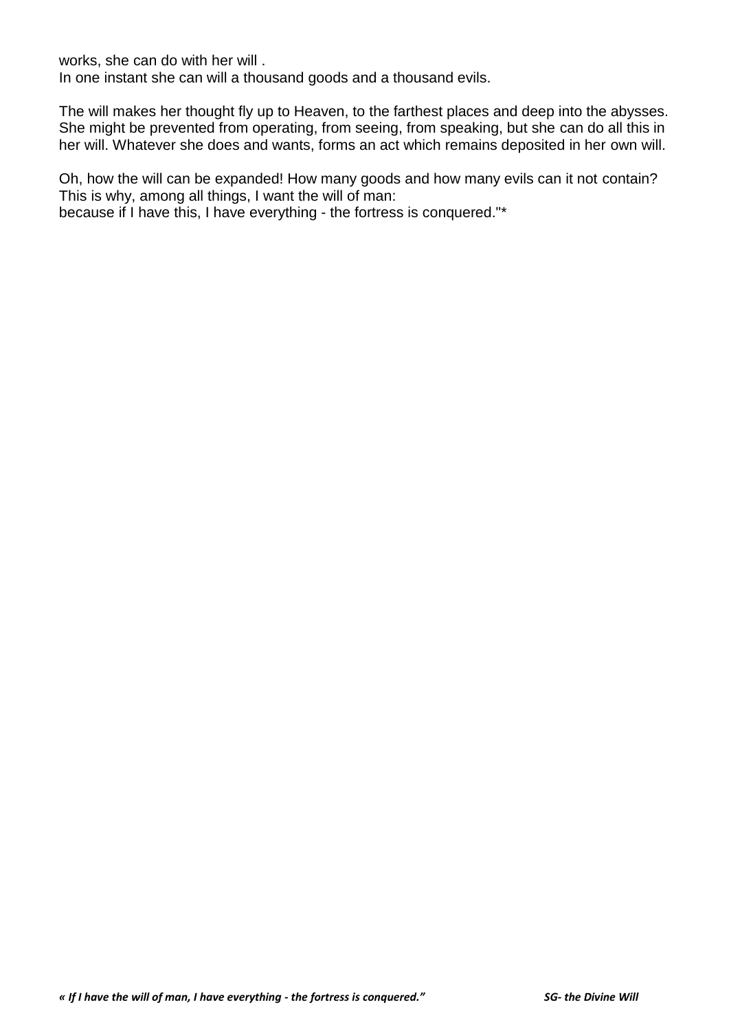works, she can do with her will .
In one instant she can will a thousand goods and a thousand evils.

The will makes her thought fly up to Heaven, to the farthest places and deep into the abysses. She might be prevented from operating, from seeing, from speaking, but she can do all this in her will. Whatever she does and wants, forms an act which remains deposited in her own will.

Oh, how the will can be expanded! How many goods and how many evils can it not contain?
This is why, among all things, I want the will of man:
because if I have this, I have everything - the fortress is conquered."*